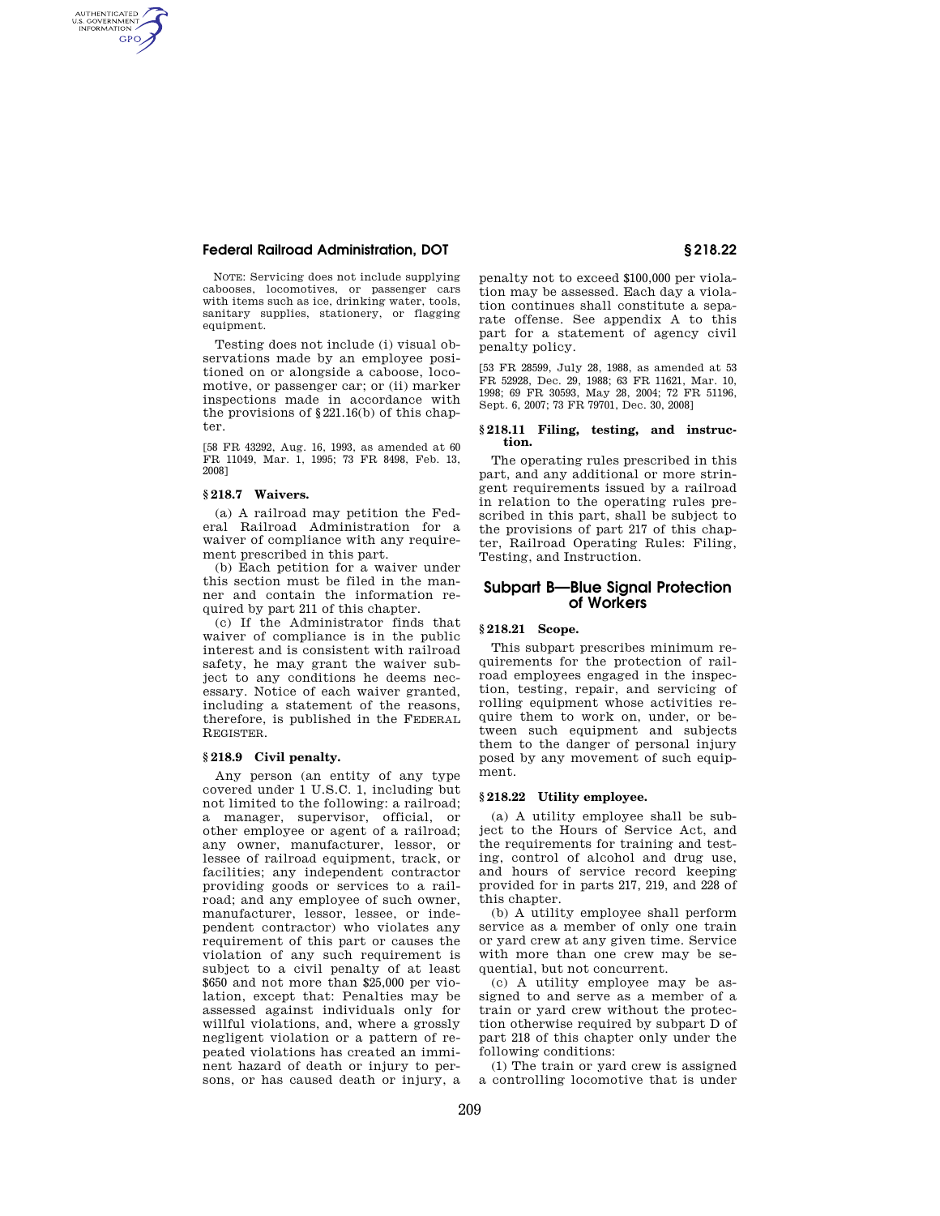NOTE: Servicing does not include supplying cabooses, locomotives, or passenger cars with items such as ice, drinking water, tools, sanitary supplies, stationery, or flagging equipment.

Testing does not include (i) visual observations made by an employee positioned on or alongside a caboose, locomotive, or passenger car; or (ii) marker inspections made in accordance with the provisions of §221.16(b) of this chapter.

[58 FR 43292, Aug. 16, 1993, as amended at 60 FR 11049, Mar. 1, 1995; 73 FR 8498, Feb. 13, 2008]

### §218.7 Waivers.

(a) A railroad may petition the Federal Railroad Administration for a waiver of compliance with any requirement prescribed in this part.

(b) Each petition for a waiver under this section must be filed in the manner and contain the information required by part 211 of this chapter.

(c) If the Administrator finds that waiver of compliance is in the public interest and is consistent with railroad safety, he may grant the waiver subject to any conditions he deems necessary. Notice of each waiver granted, including a statement of the reasons, therefore, is published in the FEDERAL REGISTER.

### §218.9 Civil penalty.

Any person (an entity of any type covered under 1 U.S.C. 1, including but not limited to the following: a railroad; a manager, supervisor, official, or other employee or agent of a railroad; any owner, manufacturer, lessor, or lessee of railroad equipment, track, or facilities; any independent contractor providing goods or services to a railroad; and any employee of such owner, manufacturer, lessor, lessee, or independent contractor) who violates any requirement of this part or causes the violation of any such requirement is subject to a civil penalty of at least $650 and not more than $25,000 per violation, except that: Penalties may be assessed against individuals only for willful violations, and, where a grossly negligent violation or a pattern of repeated violations has created an imminent hazard of death or injury to persons, or has caused death or injury, a penalty not to exceed $100,000 per violation may be assessed. Each day a violation continues shall constitute a separate offense. See appendix A to this part for a statement of agency civil penalty policy.

[53 FR 28599, July 28, 1988, as amended at 53 FR 52928, Dec. 29, 1988; 63 FR 11621, Mar. 10, 1998; 69 FR 30593, May 28, 2004; 72 FR 51196, Sept. 6, 2007; 73 FR 79701, Dec. 30, 2008]

### §218.11 Filing, testing, and instruction.

The operating rules prescribed in this part, and any additional or more stringent requirements issued by a railroad in relation to the operating rules prescribed in this part, shall be subject to the provisions of part 217 of this chapter, Railroad Operating Rules: Filing, Testing, and Instruction.

## Subpart B—Blue Signal Protection of Workers

### §218.21 Scope.

This subpart prescribes minimum requirements for the protection of railroad employees engaged in the inspection, testing, repair, and servicing of rolling equipment whose activities require them to work on, under, or between such equipment and subjects them to the danger of personal injury posed by any movement of such equipment.

### §218.22 Utility employee.

(a) A utility employee shall be subject to the Hours of Service Act, and the requirements for training and testing, control of alcohol and drug use, and hours of service record keeping provided for in parts 217, 219, and 228 of this chapter.

(b) A utility employee shall perform service as a member of only one train or yard crew at any given time. Service with more than one crew may be sequential, but not concurrent.

(c) A utility employee may be assigned to and serve as a member of a train or yard crew without the protection otherwise required by subpart D of part 218 of this chapter only under the following conditions:

(1) The train or yard crew is assigned a controlling locomotive that is under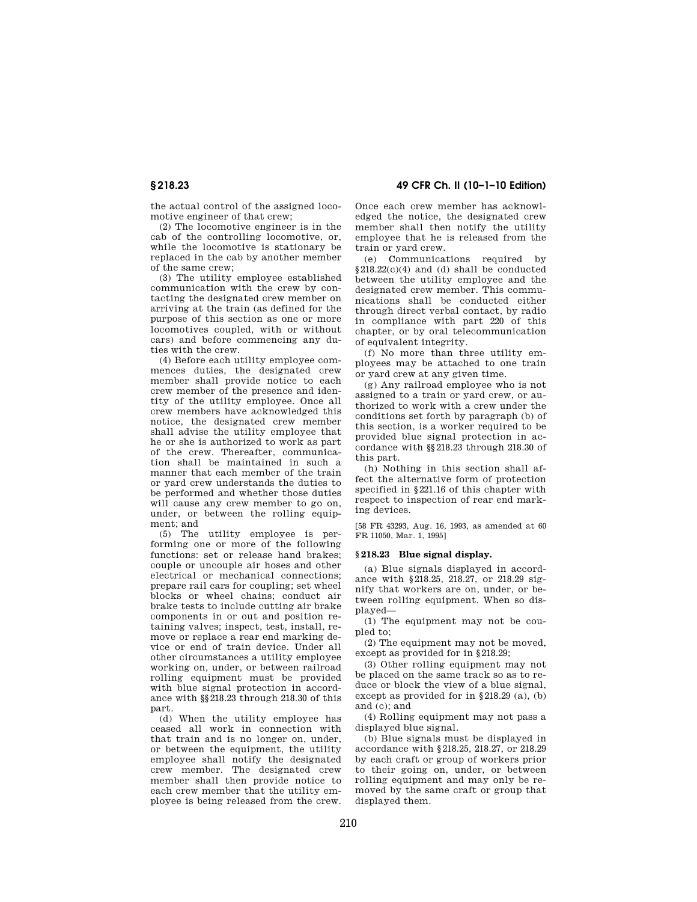the actual control of the assigned locomotive engineer of that crew;

(2) The locomotive engineer is in the cab of the controlling locomotive, or, while the locomotive is stationary be replaced in the cab by another member of the same crew;

(3) The utility employee established communication with the crew by contacting the designated crew member on arriving at the train (as defined for the purpose of this section as one or more locomotives coupled, with or without cars) and before commencing any duties with the crew.

(4) Before each utility employee commences duties, the designated crew member shall provide notice to each crew member of the presence and identity of the utility employee. Once all crew members have acknowledged this notice, the designated crew member shall advise the utility employee that he or she is authorized to work as part of the crew. Thereafter, communication shall be maintained in such a manner that each member of the train or yard crew understands the duties to be performed and whether those duties will cause any crew member to go on, under, or between the rolling equipment; and

(5) The utility employee is performing one or more of the following functions: set or release hand brakes; couple or uncouple air hoses and other electrical or mechanical connections; prepare rail cars for coupling; set wheel blocks or wheel chains; conduct air brake tests to include cutting air brake components in or out and position retaining valves; inspect, test, install, remove or replace a rear end marking device or end of train device. Under all other circumstances a utility employee working on, under, or between railroad rolling equipment must be provided with blue signal protection in accordance with §§218.23 through 218.30 of this part.

(d) When the utility employee has ceased all work in connection with that train and is no longer on, under, or between the equipment, the utility employee shall notify the designated crew member. The designated crew member shall then provide notice to each crew member that the utility employee is being released from the crew. Once each crew member has acknowledged the notice, the designated crew member shall then notify the utility employee that he is released from the train or yard crew.

(e) Communications required by §218.22(c)(4) and (d) shall be conducted between the utility employee and the designated crew member. This communications shall be conducted either through direct verbal contact, by radio in compliance with part 220 of this chapter, or by oral telecommunication of equivalent integrity.

(f) No more than three utility employees may be attached to one train or yard crew at any given time.

(g) Any railroad employee who is not assigned to a train or yard crew, or authorized to work with a crew under the conditions set forth by paragraph (b) of this section, is a worker required to be provided blue signal protection in accordance with §§218.23 through 218.30 of this part.

(h) Nothing in this section shall affect the alternative form of protection specified in §221.16 of this chapter with respect to inspection of rear end marking devices.

[58 FR 43293, Aug. 16, 1993, as amended at 60 FR 11050, Mar. 1, 1995]

### §218.23 Blue signal display.

(a) Blue signals displayed in accordance with §218.25, 218.27, or 218.29 signify that workers are on, under, or between rolling equipment. When so displayed—

(1) The equipment may not be coupled to;

(2) The equipment may not be moved, except as provided for in §218.29;

(3) Other rolling equipment may not be placed on the same track so as to reduce or block the view of a blue signal, except as provided for in §218.29 (a), (b) and (c); and

(4) Rolling equipment may not pass a displayed blue signal.

(b) Blue signals must be displayed in accordance with §218.25, 218.27, or 218.29 by each craft or group of workers prior to their going on, under, or between rolling equipment and may only be removed by the same craft or group that displayed them.